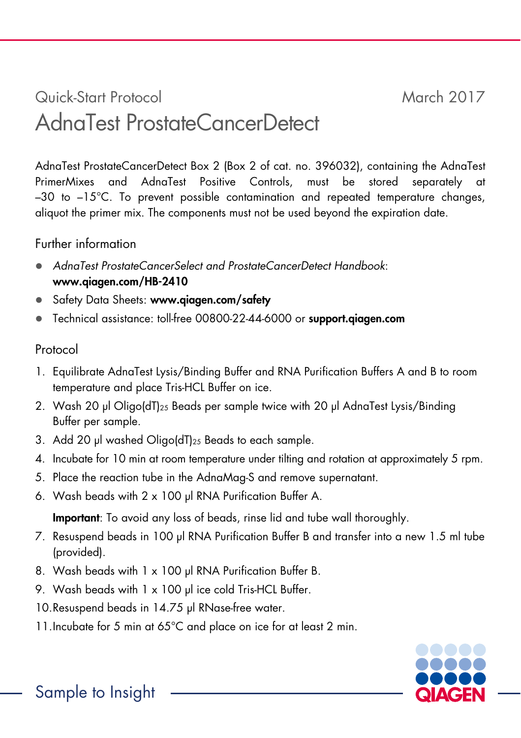Quick-Start Protocol

March 2017

# AdnaTest ProstateCancerDetect

AdnaTest ProstateCancerDetect Box 2 (Box 2 of cat. no. 396032), containing the AdnaTest PrimerMixes and AdnaTest Positive Controls, must be stored separately at –30 to –15°C. To prevent possible contamination and repeated temperature changes, aliquot the primer mix. The components must not be used beyond the expiration date.

## Further information

- *AdnaTest ProstateCancerSelect and ProstateCancerDetect Handbook*: **www.qiagen.com/HB-2410**
- Safety Data Sheets: **www.qiagen.com/safety**
- Technical assistance: toll-free 00800-22-44-6000 or **support.qiagen.com**

## Protocol

1. Equilibrate AdnaTest Lysis/Binding Buffer and RNA Purification Buffers A and B to room temperature and place Tris-HCL Buffer on ice.
2. Wash 20 µl Oligo(dT)$_{25}$ Beads per sample twice with 20 µl AdnaTest Lysis/Binding Buffer per sample.
3. Add 20 µl washed Oligo(dT)$_{25}$ Beads to each sample.
4. Incubate for 10 min at room temperature under tilting and rotation at approximately 5 rpm.
5. Place the reaction tube in the AdnaMag-S and remove supernatant.
6. Wash beads with 2 x 100 µl RNA Purification Buffer A.

   **Important**: To avoid any loss of beads, rinse lid and tube wall thoroughly.
7. Resuspend beads in 100 µl RNA Purification Buffer B and transfer into a new 1.5 ml tube (provided).
8. Wash beads with 1 x 100 µl RNA Purification Buffer B.
9. Wash beads with 1 x 100 µl ice cold Tris-HCL Buffer.
10. Resuspend beads in 14.75 µl RNase-free water.
11. Incubate for 5 min at 65°C and place on ice for at least 2 min.

Sample to Insight

QIAGEN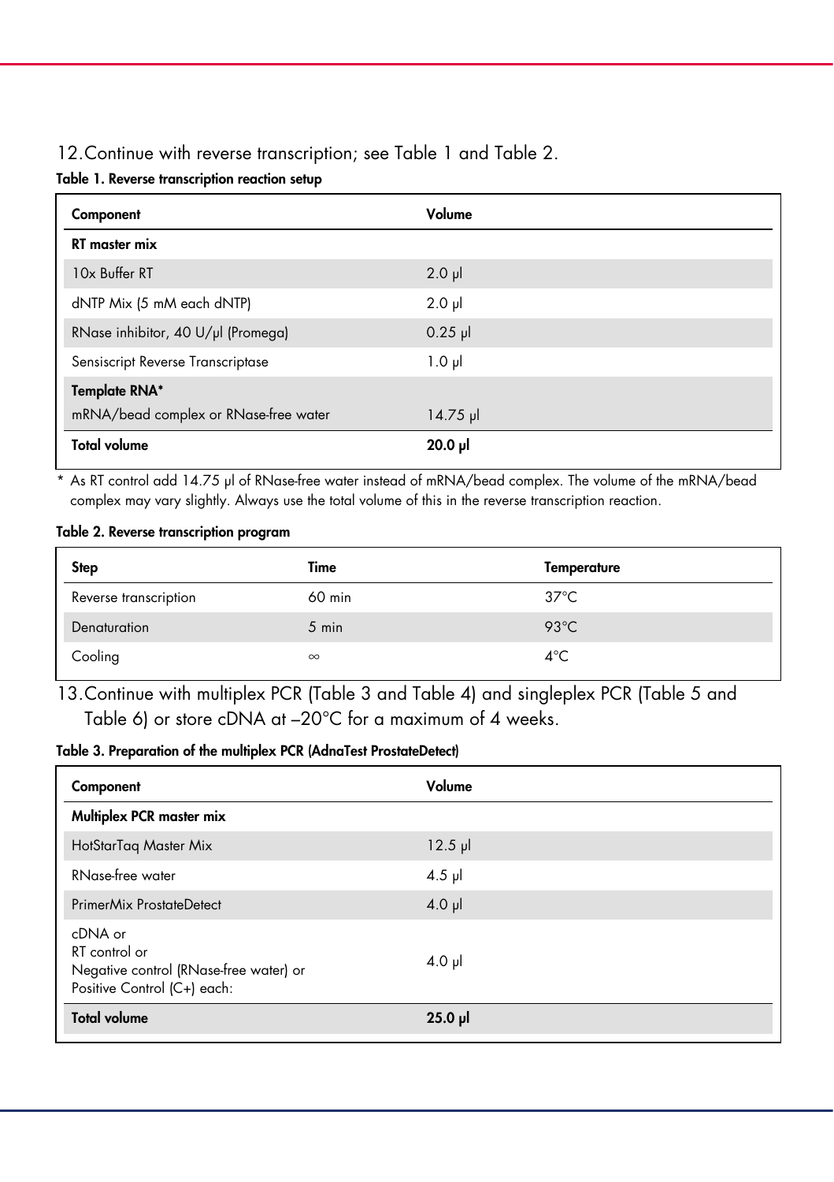12. Continue with reverse transcription; see Table 1 and Table 2.

**Table 1. Reverse transcription reaction setup**

| Component | Volume |
|---|---|
| **RT master mix** | |
| 10x Buffer RT | 2.0 µl |
| dNTP Mix (5 mM each dNTP) | 2.0 µl |
| RNase inhibitor, 40 U/µl (Promega) | 0.25 µl |
| Sensiscript Reverse Transcriptase | 1.0 µl |
| **Template RNA*** | |
| mRNA/bead complex or RNase-free water | 14.75 µl |
| **Total volume** | **20.0 µl** |

\* As RT control add 14.75 µl of RNase-free water instead of mRNA/bead complex. The volume of the mRNA/bead complex may vary slightly. Always use the total volume of this in the reverse transcription reaction.

**Table 2. Reverse transcription program**

| Step | Time | Temperature |
|---|---|---|
| Reverse transcription | 60 min | 37°C |
| Denaturation | 5 min | 93°C |
| Cooling | ∞ | 4°C |

13. Continue with multiplex PCR (Table 3 and Table 4) and singleplex PCR (Table 5 and Table 6) or store cDNA at –20°C for a maximum of 4 weeks.

**Table 3. Preparation of the multiplex PCR (AdnaTest ProstateDetect)**

| Component | Volume |
|---|---|
| **Multiplex PCR master mix** | |
| HotStarTaq Master Mix | 12.5 µl |
| RNase-free water | 4.5 µl |
| PrimerMix ProstateDetect | 4.0 µl |
| cDNA or<br>RT control or<br>Negative control (RNase-free water) or<br>Positive Control (C+) each: | 4.0 µl |
| **Total volume** | **25.0 µl** |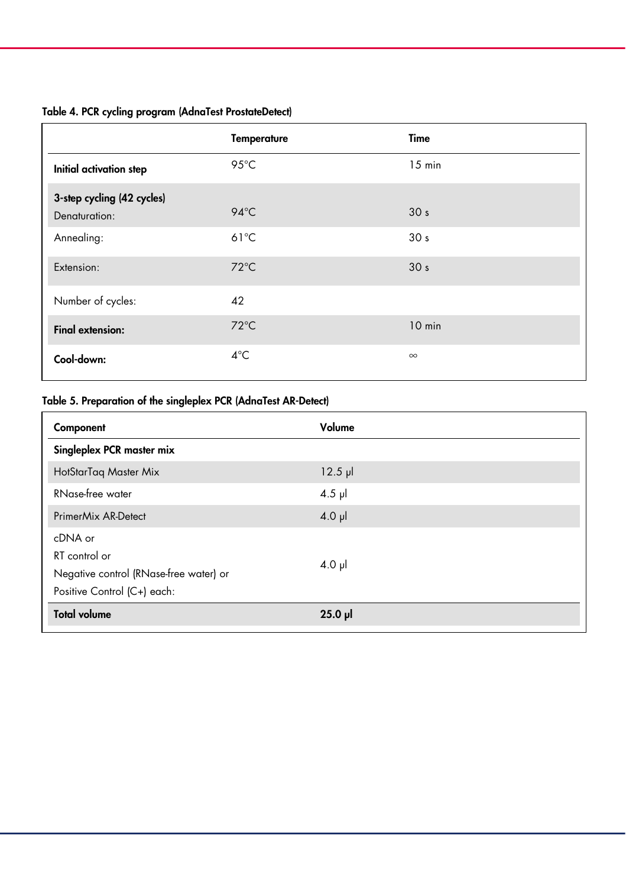**Table 4. PCR cycling program (AdnaTest ProstateDetect)**

| | Temperature | Time |
|---|---|---|
| **Initial activation step** | 95°C | 15 min |
| **3-step cycling (42 cycles)** | | |
| Denaturation: | 94°C | 30 s |
| Annealing: | 61°C | 30 s |
| Extension: | 72°C | 30 s |
| Number of cycles: | 42 | |
| **Final extension:** | 72°C | 10 min |
| **Cool-down:** | 4°C | ∞ |

**Table 5. Preparation of the singleplex PCR (AdnaTest AR-Detect)**

| Component | Volume |
|---|---|
| **Singleplex PCR master mix** | |
| HotStarTaq Master Mix | 12.5 µl |
| RNase-free water | 4.5 µl |
| PrimerMix AR-Detect | 4.0 µl |
| cDNA or<br>RT control or<br>Negative control (RNase-free water) or<br>Positive Control (C+) each: | 4.0 µl |
| **Total volume** | **25.0 µl** |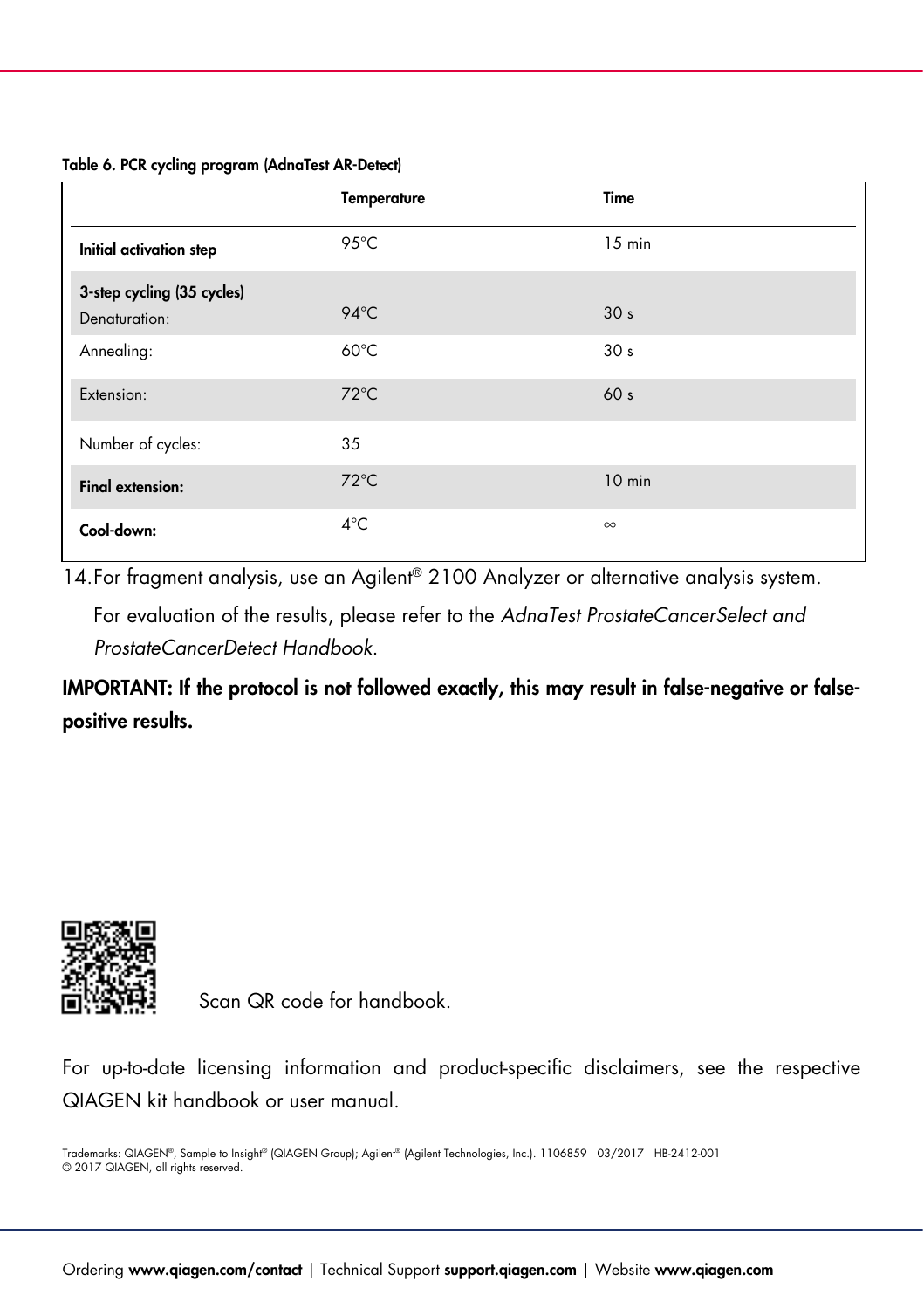**Table 6. PCR cycling program (AdnaTest AR-Detect)**

| | Temperature | Time |
|---|---|---|
| **Initial activation step** | 95°C | 15 min |
| **3-step cycling (35 cycles)** | | |
| Denaturation: | 94°C | 30 s |
| Annealing: | 60°C | 30 s |
| Extension: | 72°C | 60 s |
| Number of cycles: | 35 | |
| **Final extension:** | 72°C | 10 min |
| **Cool-down:** | 4°C | ∞ |

14. For fragment analysis, use an Agilent® 2100 Analyzer or alternative analysis system.

    For evaluation of the results, please refer to the *AdnaTest ProstateCancerSelect and ProstateCancerDetect Handbook*.

**IMPORTANT: If the protocol is not followed exactly, this may result in false-negative or false-positive results.**

Scan QR code for handbook.

For up-to-date licensing information and product-specific disclaimers, see the respective QIAGEN kit handbook or user manual.

Trademarks: QIAGEN®, Sample to Insight® (QIAGEN Group); Agilent® (Agilent Technologies, Inc.). 1106859 03/2017 HB-2412-001
© 2017 QIAGEN, all rights reserved.

Ordering **www.qiagen.com/contact** | Technical Support **support.qiagen.com** | Website **www.qiagen.com**